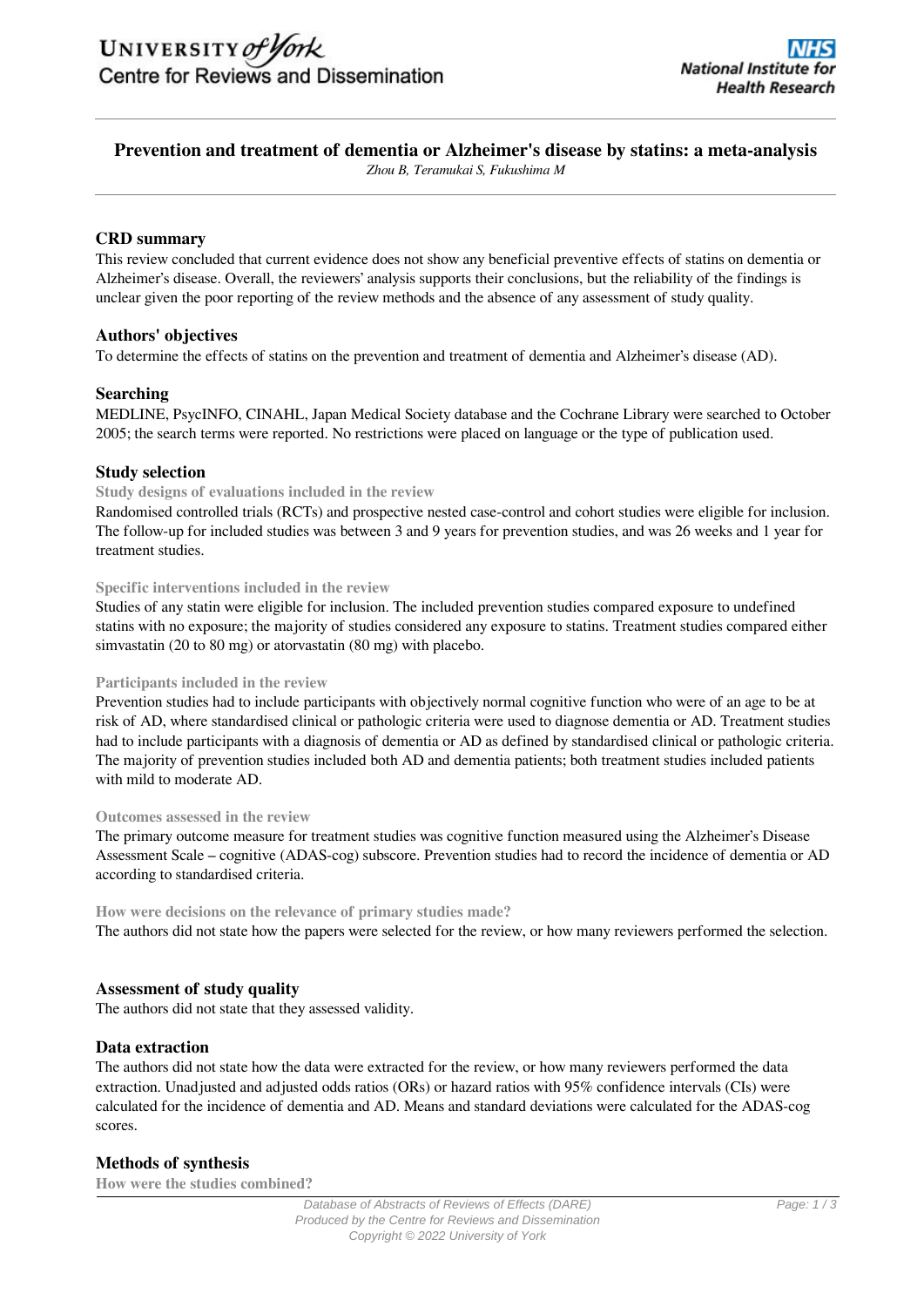# Prevention and treatment of dementia or Alzheimer's disease by statins: a meta-analysis

*Zhou B, Teramukai S, Fukushima M*

## CRD summary

This review concluded that current evidence does not show any beneficial preventive effects of statins on dementia or Alzheimer's disease. Overall, the reviewers' analysis supports their conclusions, but the reliability of the findings is unclear given the poor reporting of the review methods and the absence of any assessment of study quality.

## Authors' objectives

To determine the effects of statins on the prevention and treatment of dementia and Alzheimer's disease (AD).

## Searching

MEDLINE, PsycINFO, CINAHL, Japan Medical Society database and the Cochrane Library were searched to October 2005; the search terms were reported. No restrictions were placed on language or the type of publication used.

## Study selection

### Study designs of evaluations included in the review

Randomised controlled trials (RCTs) and prospective nested case-control and cohort studies were eligible for inclusion. The follow-up for included studies was between 3 and 9 years for prevention studies, and was 26 weeks and 1 year for treatment studies.

### Specific interventions included in the review

Studies of any statin were eligible for inclusion. The included prevention studies compared exposure to undefined statins with no exposure; the majority of studies considered any exposure to statins. Treatment studies compared either simvastatin (20 to 80 mg) or atorvastatin (80 mg) with placebo.

### Participants included in the review

Prevention studies had to include participants with objectively normal cognitive function who were of an age to be at risk of AD, where standardised clinical or pathologic criteria were used to diagnose dementia or AD. Treatment studies had to include participants with a diagnosis of dementia or AD as defined by standardised clinical or pathologic criteria. The majority of prevention studies included both AD and dementia patients; both treatment studies included patients with mild to moderate AD.

### Outcomes assessed in the review

The primary outcome measure for treatment studies was cognitive function measured using the Alzheimer's Disease Assessment Scale – cognitive (ADAS-cog) subscore. Prevention studies had to record the incidence of dementia or AD according to standardised criteria.

### How were decisions on the relevance of primary studies made?

The authors did not state how the papers were selected for the review, or how many reviewers performed the selection.

## Assessment of study quality

The authors did not state that they assessed validity.

## Data extraction

The authors did not state how the data were extracted for the review, or how many reviewers performed the data extraction. Unadjusted and adjusted odds ratios (ORs) or hazard ratios with 95% confidence intervals (CIs) were calculated for the incidence of dementia and AD. Means and standard deviations were calculated for the ADAS-cog scores.

## Methods of synthesis

### How were the studies combined?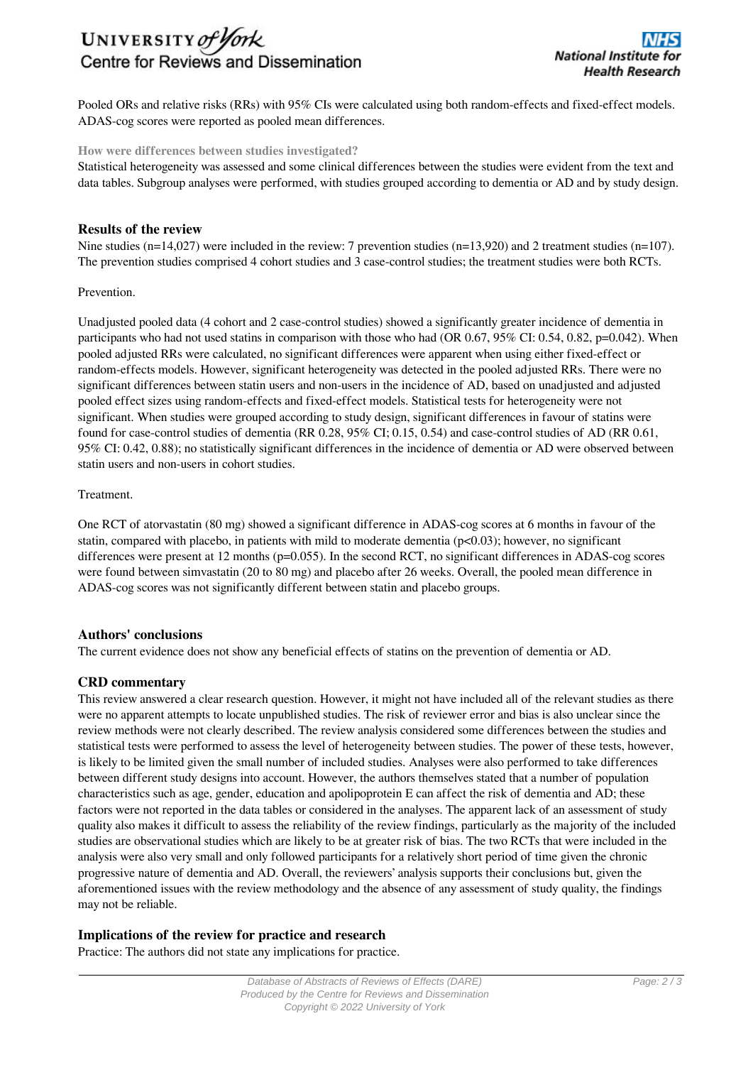Pooled ORs and relative risks (RRs) with 95% CIs were calculated using both random-effects and fixed-effect models. ADAS-cog scores were reported as pooled mean differences.

#### How were differences between studies investigated?

Statistical heterogeneity was assessed and some clinical differences between the studies were evident from the text and data tables. Subgroup analyses were performed, with studies grouped according to dementia or AD and by study design.

### Results of the review

Nine studies (n=14,027) were included in the review: 7 prevention studies (n=13,920) and 2 treatment studies (n=107). The prevention studies comprised 4 cohort studies and 3 case-control studies; the treatment studies were both RCTs.

Prevention.

Unadjusted pooled data (4 cohort and 2 case-control studies) showed a significantly greater incidence of dementia in participants who had not used statins in comparison with those who had (OR 0.67, 95% CI: 0.54, 0.82, p=0.042). When pooled adjusted RRs were calculated, no significant differences were apparent when using either fixed-effect or random-effects models. However, significant heterogeneity was detected in the pooled adjusted RRs. There were no significant differences between statin users and non-users in the incidence of AD, based on unadjusted and adjusted pooled effect sizes using random-effects and fixed-effect models. Statistical tests for heterogeneity were not significant. When studies were grouped according to study design, significant differences in favour of statins were found for case-control studies of dementia (RR 0.28, 95% CI; 0.15, 0.54) and case-control studies of AD (RR 0.61, 95% CI: 0.42, 0.88); no statistically significant differences in the incidence of dementia or AD were observed between statin users and non-users in cohort studies.

Treatment.

One RCT of atorvastatin (80 mg) showed a significant difference in ADAS-cog scores at 6 months in favour of the statin, compared with placebo, in patients with mild to moderate dementia ($p<0.03$); however, no significant differences were present at 12 months (p=0.055). In the second RCT, no significant differences in ADAS-cog scores were found between simvastatin (20 to 80 mg) and placebo after 26 weeks. Overall, the pooled mean difference in ADAS-cog scores was not significantly different between statin and placebo groups.

### Authors' conclusions

The current evidence does not show any beneficial effects of statins on the prevention of dementia or AD.

### CRD commentary

This review answered a clear research question. However, it might not have included all of the relevant studies as there were no apparent attempts to locate unpublished studies. The risk of reviewer error and bias is also unclear since the review methods were not clearly described. The review analysis considered some differences between the studies and statistical tests were performed to assess the level of heterogeneity between studies. The power of these tests, however, is likely to be limited given the small number of included studies. Analyses were also performed to take differences between different study designs into account. However, the authors themselves stated that a number of population characteristics such as age, gender, education and apolipoprotein E can affect the risk of dementia and AD; these factors were not reported in the data tables or considered in the analyses. The apparent lack of an assessment of study quality also makes it difficult to assess the reliability of the review findings, particularly as the majority of the included studies are observational studies which are likely to be at greater risk of bias. The two RCTs that were included in the analysis were also very small and only followed participants for a relatively short period of time given the chronic progressive nature of dementia and AD. Overall, the reviewers' analysis supports their conclusions but, given the aforementioned issues with the review methodology and the absence of any assessment of study quality, the findings may not be reliable.

### Implications of the review for practice and research

Practice: The authors did not state any implications for practice.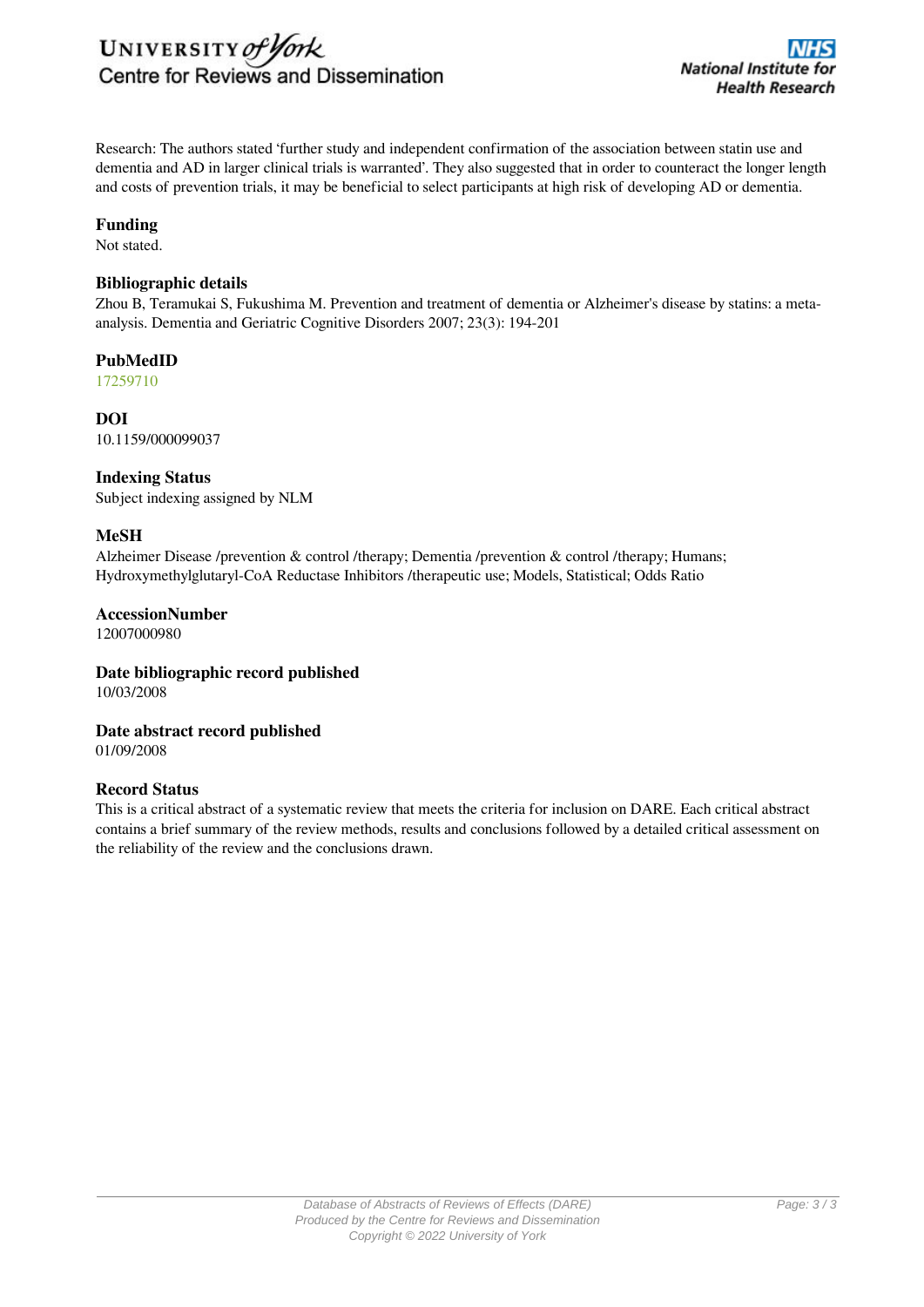Research: The authors stated 'further study and independent confirmation of the association between statin use and dementia and AD in larger clinical trials is warranted'. They also suggested that in order to counteract the longer length and costs of prevention trials, it may be beneficial to select participants at high risk of developing AD or dementia.

### Funding

Not stated.

### Bibliographic details

Zhou B, Teramukai S, Fukushima M. Prevention and treatment of dementia or Alzheimer's disease by statins: a meta-analysis. Dementia and Geriatric Cognitive Disorders 2007; 23(3): 194-201

### PubMedID

17259710

### DOI

10.1159/000099037

### Indexing Status

Subject indexing assigned by NLM

### MeSH

Alzheimer Disease /prevention & control /therapy; Dementia /prevention & control /therapy; Humans; Hydroxymethylglutaryl-CoA Reductase Inhibitors /therapeutic use; Models, Statistical; Odds Ratio

### AccessionNumber

12007000980

### Date bibliographic record published

10/03/2008

### Date abstract record published

01/09/2008

### Record Status

This is a critical abstract of a systematic review that meets the criteria for inclusion on DARE. Each critical abstract contains a brief summary of the review methods, results and conclusions followed by a detailed critical assessment on the reliability of the review and the conclusions drawn.